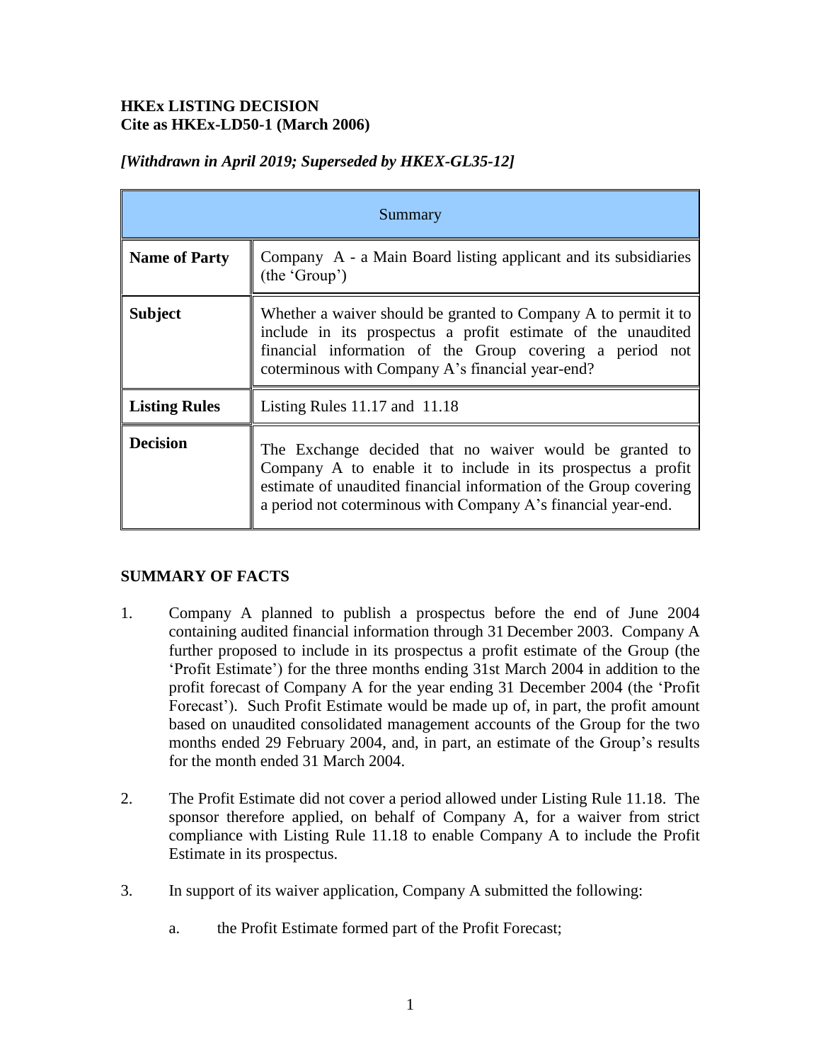**HKEx LISTING DECISION**
**Cite as HKEx-LD50-1 (March 2006)**

***[Withdrawn in April 2019; Superseded by HKEX-GL35-12]***

| Summary | |
|---|---|
| **Name of Party** | Company A - a Main Board listing applicant and its subsidiaries (the 'Group') |
| **Subject** | Whether a waiver should be granted to Company A to permit it to include in its prospectus a profit estimate of the unaudited financial information of the Group covering a period not coterminous with Company A's financial year-end? |
| **Listing Rules** | Listing Rules 11.17 and 11.18 |
| **Decision** | The Exchange decided that no waiver would be granted to Company A to enable it to include in its prospectus a profit estimate of unaudited financial information of the Group covering a period not coterminous with Company A's financial year-end. |

**SUMMARY OF FACTS**

1. Company A planned to publish a prospectus before the end of June 2004 containing audited financial information through 31 December 2003. Company A further proposed to include in its prospectus a profit estimate of the Group (the 'Profit Estimate') for the three months ending 31st March 2004 in addition to the profit forecast of Company A for the year ending 31 December 2004 (the 'Profit Forecast'). Such Profit Estimate would be made up of, in part, the profit amount based on unaudited consolidated management accounts of the Group for the two months ended 29 February 2004, and, in part, an estimate of the Group's results for the month ended 31 March 2004.

2. The Profit Estimate did not cover a period allowed under Listing Rule 11.18. The sponsor therefore applied, on behalf of Company A, for a waiver from strict compliance with Listing Rule 11.18 to enable Company A to include the Profit Estimate in its prospectus.

3. In support of its waiver application, Company A submitted the following:

   a. the Profit Estimate formed part of the Profit Forecast;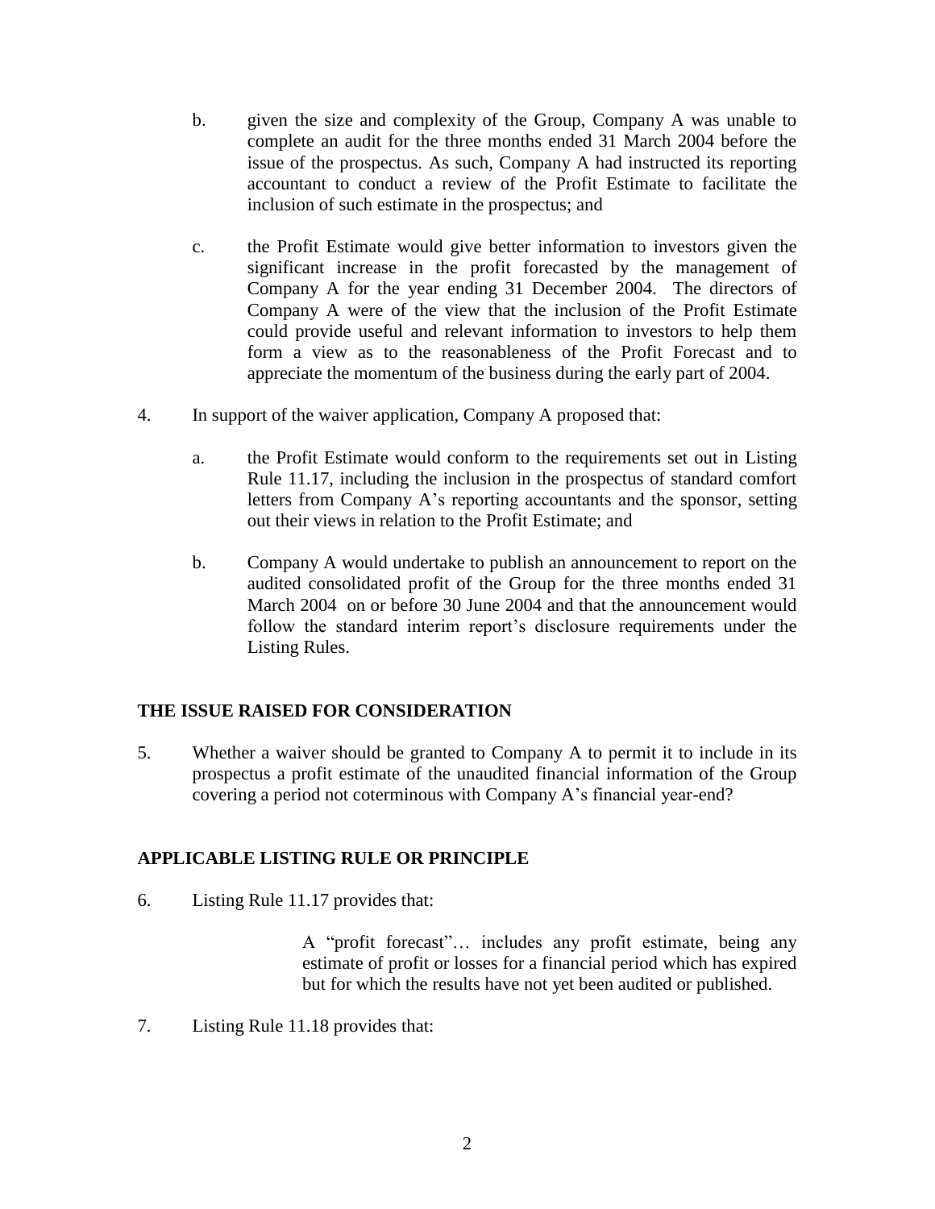b. given the size and complexity of the Group, Company A was unable to complete an audit for the three months ended 31 March 2004 before the issue of the prospectus. As such, Company A had instructed its reporting accountant to conduct a review of the Profit Estimate to facilitate the inclusion of such estimate in the prospectus; and

c. the Profit Estimate would give better information to investors given the significant increase in the profit forecasted by the management of Company A for the year ending 31 December 2004. The directors of Company A were of the view that the inclusion of the Profit Estimate could provide useful and relevant information to investors to help them form a view as to the reasonableness of the Profit Forecast and to appreciate the momentum of the business during the early part of 2004.

4. In support of the waiver application, Company A proposed that:

a. the Profit Estimate would conform to the requirements set out in Listing Rule 11.17, including the inclusion in the prospectus of standard comfort letters from Company A's reporting accountants and the sponsor, setting out their views in relation to the Profit Estimate; and

b. Company A would undertake to publish an announcement to report on the audited consolidated profit of the Group for the three months ended 31 March 2004 on or before 30 June 2004 and that the announcement would follow the standard interim report's disclosure requirements under the Listing Rules.

## THE ISSUE RAISED FOR CONSIDERATION

5. Whether a waiver should be granted to Company A to permit it to include in its prospectus a profit estimate of the unaudited financial information of the Group covering a period not coterminous with Company A's financial year-end?

## APPLICABLE LISTING RULE OR PRINCIPLE

6. Listing Rule 11.17 provides that:

> A "profit forecast"… includes any profit estimate, being any estimate of profit or losses for a financial period which has expired but for which the results have not yet been audited or published.

7. Listing Rule 11.18 provides that: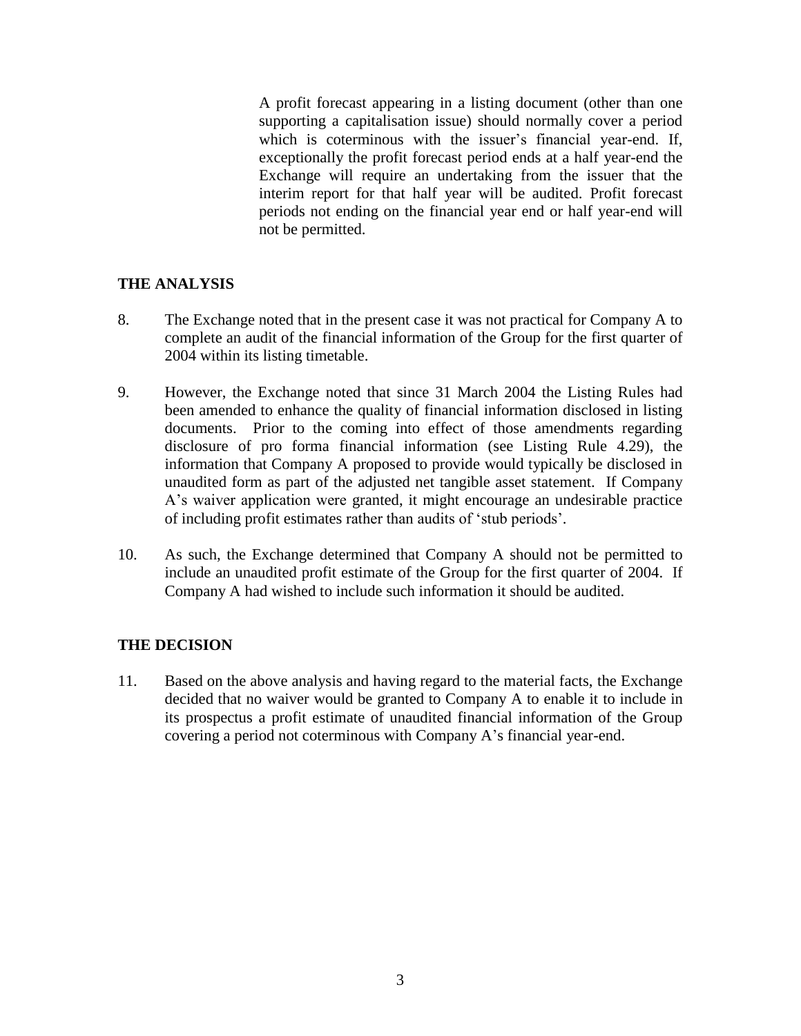> A profit forecast appearing in a listing document (other than one supporting a capitalisation issue) should normally cover a period which is coterminous with the issuer's financial year-end. If, exceptionally the profit forecast period ends at a half year-end the Exchange will require an undertaking from the issuer that the interim report for that half year will be audited. Profit forecast periods not ending on the financial year end or half year-end will not be permitted.

## THE ANALYSIS

8. The Exchange noted that in the present case it was not practical for Company A to complete an audit of the financial information of the Group for the first quarter of 2004 within its listing timetable.

9. However, the Exchange noted that since 31 March 2004 the Listing Rules had been amended to enhance the quality of financial information disclosed in listing documents. Prior to the coming into effect of those amendments regarding disclosure of pro forma financial information (see Listing Rule 4.29), the information that Company A proposed to provide would typically be disclosed in unaudited form as part of the adjusted net tangible asset statement. If Company A's waiver application were granted, it might encourage an undesirable practice of including profit estimates rather than audits of 'stub periods'.

10. As such, the Exchange determined that Company A should not be permitted to include an unaudited profit estimate of the Group for the first quarter of 2004. If Company A had wished to include such information it should be audited.

## THE DECISION

11. Based on the above analysis and having regard to the material facts, the Exchange decided that no waiver would be granted to Company A to enable it to include in its prospectus a profit estimate of unaudited financial information of the Group covering a period not coterminous with Company A's financial year-end.